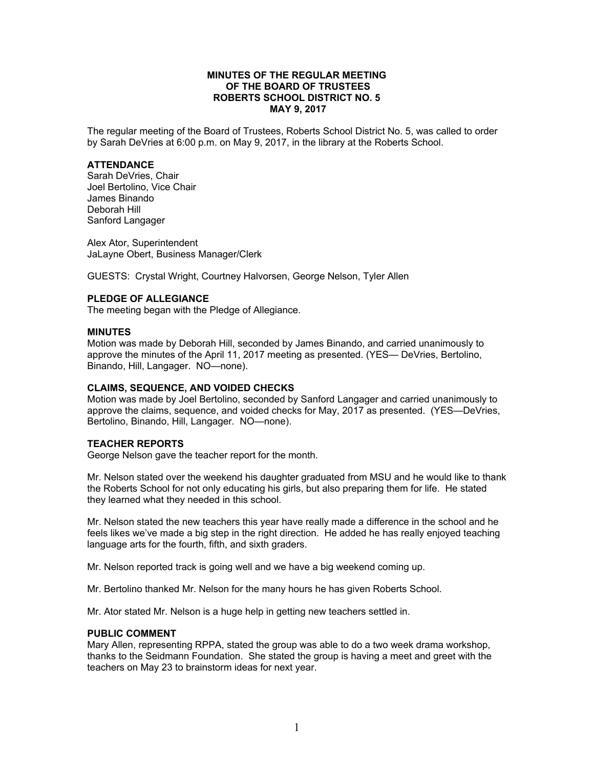# MINUTES OF THE REGULAR MEETING OF THE BOARD OF TRUSTEES ROBERTS SCHOOL DISTRICT NO. 5 MAY 9, 2017

The regular meeting of the Board of Trustees, Roberts School District No. 5, was called to order by Sarah DeVries at 6:00 p.m. on May 9, 2017, in the library at the Roberts School.

## ATTENDANCE

Sarah DeVries, Chair
Joel Bertolino, Vice Chair
James Binando
Deborah Hill
Sanford Langager

Alex Ator, Superintendent
JaLayne Obert, Business Manager/Clerk

GUESTS: Crystal Wright, Courtney Halvorsen, George Nelson, Tyler Allen

## PLEDGE OF ALLEGIANCE

The meeting began with the Pledge of Allegiance.

## MINUTES

Motion was made by Deborah Hill, seconded by James Binando, and carried unanimously to approve the minutes of the April 11, 2017 meeting as presented. (YES— DeVries, Bertolino, Binando, Hill, Langager. NO—none).

## CLAIMS, SEQUENCE, AND VOIDED CHECKS

Motion was made by Joel Bertolino, seconded by Sanford Langager and carried unanimously to approve the claims, sequence, and voided checks for May, 2017 as presented. (YES—DeVries, Bertolino, Binando, Hill, Langager. NO—none).

## TEACHER REPORTS

George Nelson gave the teacher report for the month.

Mr. Nelson stated over the weekend his daughter graduated from MSU and he would like to thank the Roberts School for not only educating his girls, but also preparing them for life. He stated they learned what they needed in this school.

Mr. Nelson stated the new teachers this year have really made a difference in the school and he feels likes we've made a big step in the right direction. He added he has really enjoyed teaching language arts for the fourth, fifth, and sixth graders.

Mr. Nelson reported track is going well and we have a big weekend coming up.

Mr. Bertolino thanked Mr. Nelson for the many hours he has given Roberts School.

Mr. Ator stated Mr. Nelson is a huge help in getting new teachers settled in.

## PUBLIC COMMENT

Mary Allen, representing RPPA, stated the group was able to do a two week drama workshop, thanks to the Seidmann Foundation. She stated the group is having a meet and greet with the teachers on May 23 to brainstorm ideas for next year.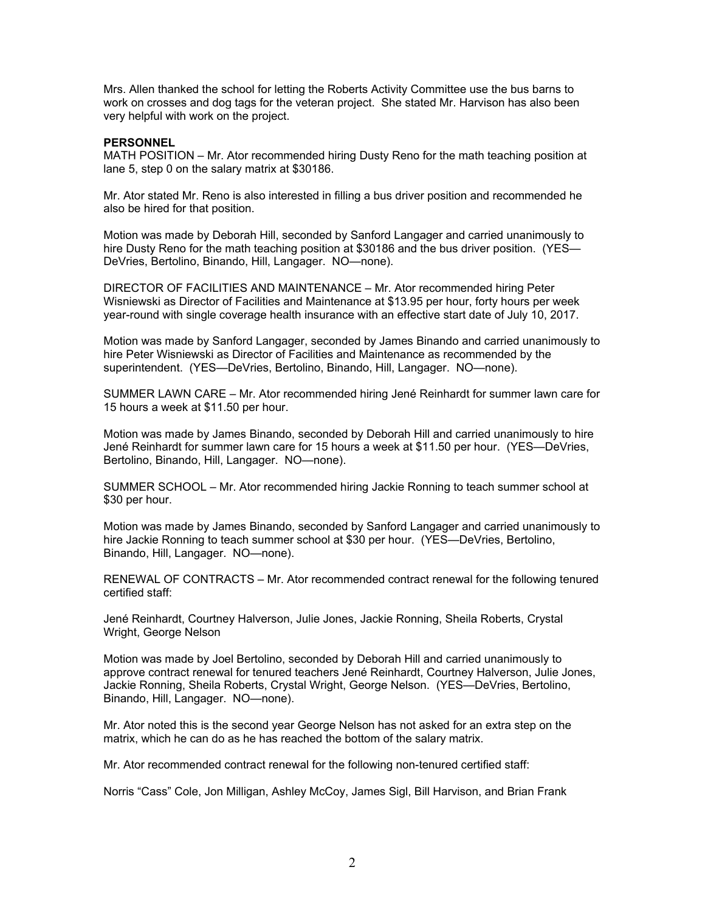Mrs. Allen thanked the school for letting the Roberts Activity Committee use the bus barns to work on crosses and dog tags for the veteran project. She stated Mr. Harvison has also been very helpful with work on the project.

**PERSONNEL**

MATH POSITION – Mr. Ator recommended hiring Dusty Reno for the math teaching position at lane 5, step 0 on the salary matrix at $30186.

Mr. Ator stated Mr. Reno is also interested in filling a bus driver position and recommended he also be hired for that position.

Motion was made by Deborah Hill, seconded by Sanford Langager and carried unanimously to hire Dusty Reno for the math teaching position at $30186 and the bus driver position. (YES—DeVries, Bertolino, Binando, Hill, Langager. NO—none).

DIRECTOR OF FACILITIES AND MAINTENANCE – Mr. Ator recommended hiring Peter Wisniewski as Director of Facilities and Maintenance at $13.95 per hour, forty hours per week year-round with single coverage health insurance with an effective start date of July 10, 2017.

Motion was made by Sanford Langager, seconded by James Binando and carried unanimously to hire Peter Wisniewski as Director of Facilities and Maintenance as recommended by the superintendent. (YES—DeVries, Bertolino, Binando, Hill, Langager. NO—none).

SUMMER LAWN CARE – Mr. Ator recommended hiring Jené Reinhardt for summer lawn care for 15 hours a week at $11.50 per hour.

Motion was made by James Binando, seconded by Deborah Hill and carried unanimously to hire Jené Reinhardt for summer lawn care for 15 hours a week at $11.50 per hour. (YES—DeVries, Bertolino, Binando, Hill, Langager. NO—none).

SUMMER SCHOOL – Mr. Ator recommended hiring Jackie Ronning to teach summer school at $30 per hour.

Motion was made by James Binando, seconded by Sanford Langager and carried unanimously to hire Jackie Ronning to teach summer school at $30 per hour. (YES—DeVries, Bertolino, Binando, Hill, Langager. NO—none).

RENEWAL OF CONTRACTS – Mr. Ator recommended contract renewal for the following tenured certified staff:

Jené Reinhardt, Courtney Halverson, Julie Jones, Jackie Ronning, Sheila Roberts, Crystal Wright, George Nelson

Motion was made by Joel Bertolino, seconded by Deborah Hill and carried unanimously to approve contract renewal for tenured teachers Jené Reinhardt, Courtney Halverson, Julie Jones, Jackie Ronning, Sheila Roberts, Crystal Wright, George Nelson. (YES—DeVries, Bertolino, Binando, Hill, Langager. NO—none).

Mr. Ator noted this is the second year George Nelson has not asked for an extra step on the matrix, which he can do as he has reached the bottom of the salary matrix.

Mr. Ator recommended contract renewal for the following non-tenured certified staff:

Norris "Cass" Cole, Jon Milligan, Ashley McCoy, James Sigl, Bill Harvison, and Brian Frank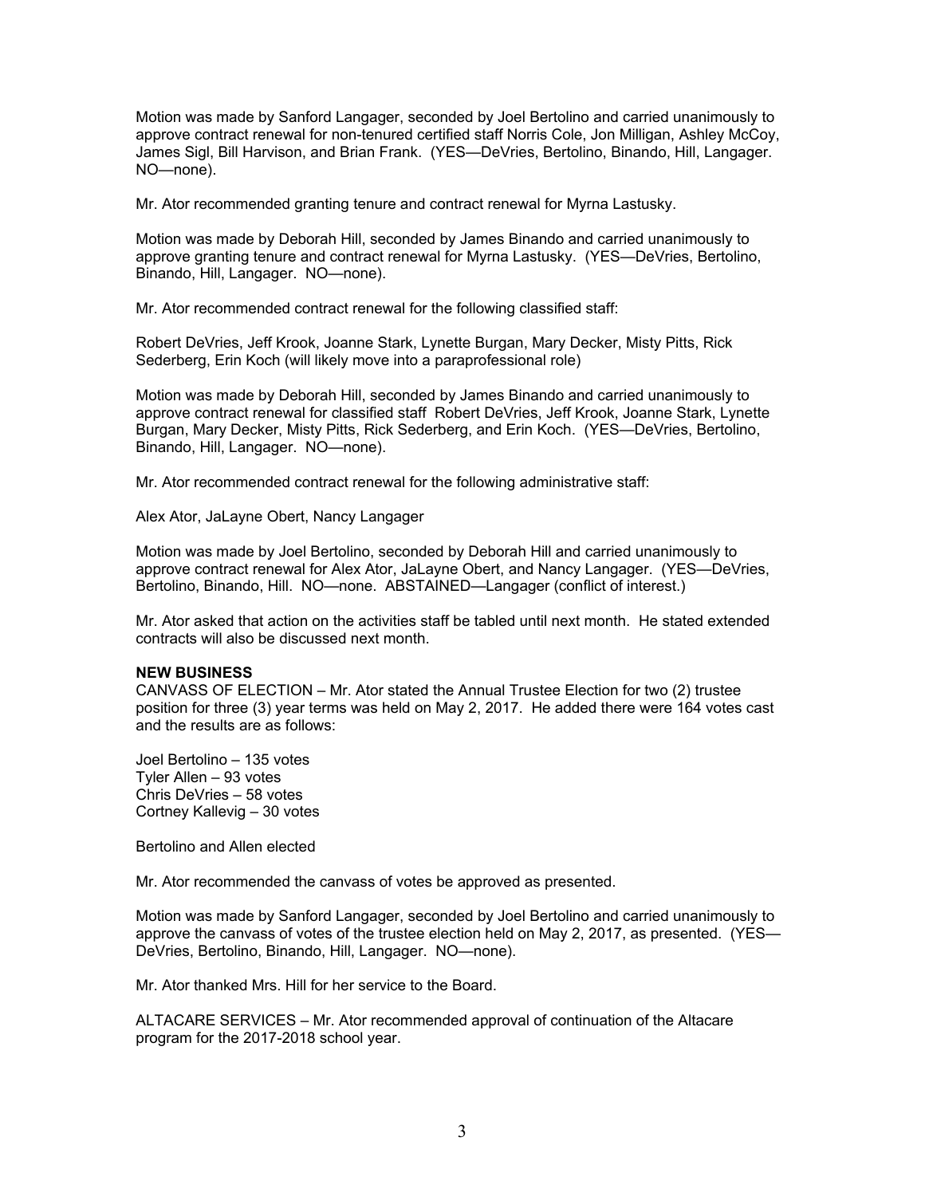Motion was made by Sanford Langager, seconded by Joel Bertolino and carried unanimously to approve contract renewal for non-tenured certified staff Norris Cole, Jon Milligan, Ashley McCoy, James Sigl, Bill Harvison, and Brian Frank. (YES—DeVries, Bertolino, Binando, Hill, Langager. NO—none).

Mr. Ator recommended granting tenure and contract renewal for Myrna Lastusky.

Motion was made by Deborah Hill, seconded by James Binando and carried unanimously to approve granting tenure and contract renewal for Myrna Lastusky. (YES—DeVries, Bertolino, Binando, Hill, Langager. NO—none).

Mr. Ator recommended contract renewal for the following classified staff:

Robert DeVries, Jeff Krook, Joanne Stark, Lynette Burgan, Mary Decker, Misty Pitts, Rick Sederberg, Erin Koch (will likely move into a paraprofessional role)

Motion was made by Deborah Hill, seconded by James Binando and carried unanimously to approve contract renewal for classified staff Robert DeVries, Jeff Krook, Joanne Stark, Lynette Burgan, Mary Decker, Misty Pitts, Rick Sederberg, and Erin Koch. (YES—DeVries, Bertolino, Binando, Hill, Langager. NO—none).

Mr. Ator recommended contract renewal for the following administrative staff:

Alex Ator, JaLayne Obert, Nancy Langager

Motion was made by Joel Bertolino, seconded by Deborah Hill and carried unanimously to approve contract renewal for Alex Ator, JaLayne Obert, and Nancy Langager. (YES—DeVries, Bertolino, Binando, Hill. NO—none. ABSTAINED—Langager (conflict of interest.)

Mr. Ator asked that action on the activities staff be tabled until next month. He stated extended contracts will also be discussed next month.

**NEW BUSINESS**

CANVASS OF ELECTION – Mr. Ator stated the Annual Trustee Election for two (2) trustee position for three (3) year terms was held on May 2, 2017. He added there were 164 votes cast and the results are as follows:

Joel Bertolino – 135 votes
Tyler Allen – 93 votes
Chris DeVries – 58 votes
Cortney Kallevig – 30 votes

Bertolino and Allen elected

Mr. Ator recommended the canvass of votes be approved as presented.

Motion was made by Sanford Langager, seconded by Joel Bertolino and carried unanimously to approve the canvass of votes of the trustee election held on May 2, 2017, as presented. (YES—DeVries, Bertolino, Binando, Hill, Langager. NO—none).

Mr. Ator thanked Mrs. Hill for her service to the Board.

ALTACARE SERVICES – Mr. Ator recommended approval of continuation of the Altacare program for the 2017-2018 school year.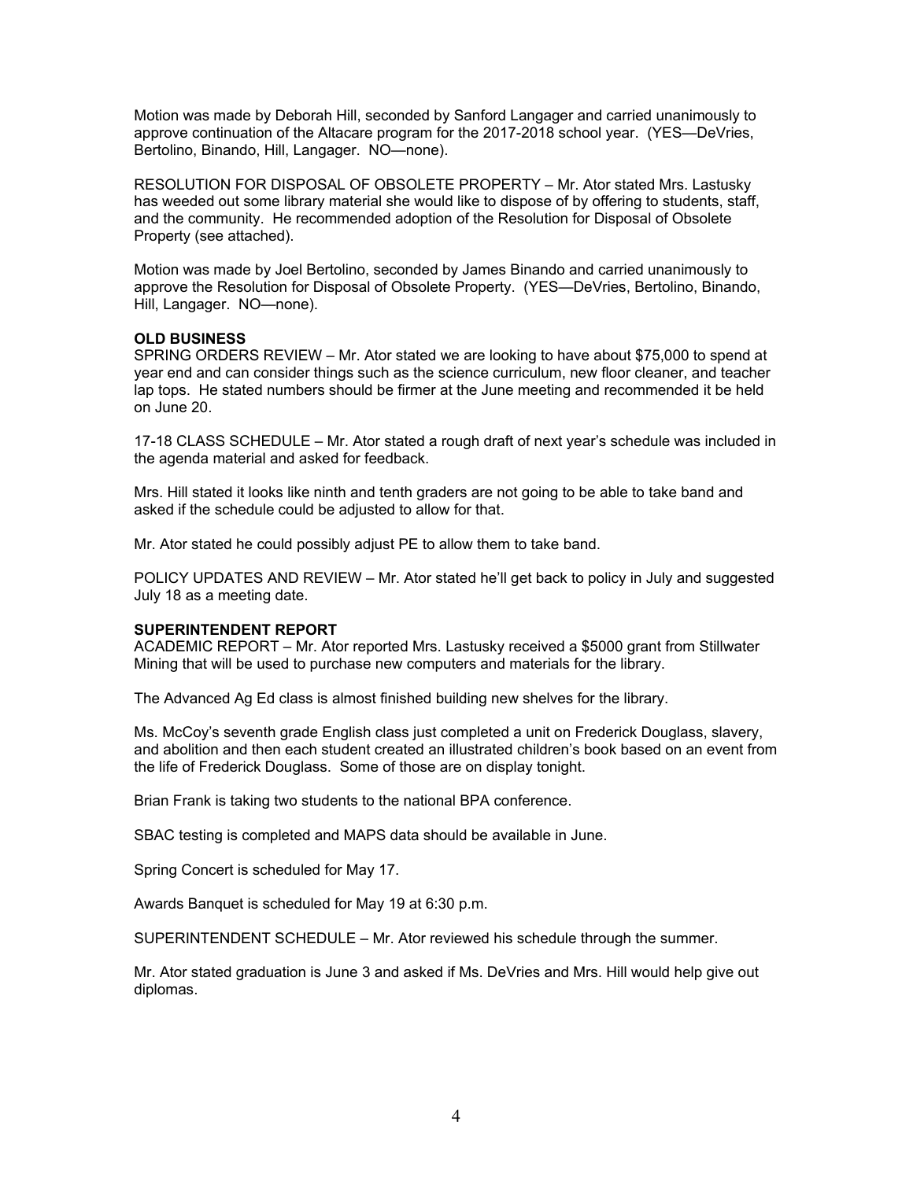Motion was made by Deborah Hill, seconded by Sanford Langager and carried unanimously to approve continuation of the Altacare program for the 2017-2018 school year. (YES—DeVries, Bertolino, Binando, Hill, Langager. NO—none).

RESOLUTION FOR DISPOSAL OF OBSOLETE PROPERTY – Mr. Ator stated Mrs. Lastusky has weeded out some library material she would like to dispose of by offering to students, staff, and the community. He recommended adoption of the Resolution for Disposal of Obsolete Property (see attached).

Motion was made by Joel Bertolino, seconded by James Binando and carried unanimously to approve the Resolution for Disposal of Obsolete Property. (YES—DeVries, Bertolino, Binando, Hill, Langager. NO—none).

**OLD BUSINESS**

SPRING ORDERS REVIEW – Mr. Ator stated we are looking to have about $75,000 to spend at year end and can consider things such as the science curriculum, new floor cleaner, and teacher lap tops. He stated numbers should be firmer at the June meeting and recommended it be held on June 20.

17-18 CLASS SCHEDULE – Mr. Ator stated a rough draft of next year's schedule was included in the agenda material and asked for feedback.

Mrs. Hill stated it looks like ninth and tenth graders are not going to be able to take band and asked if the schedule could be adjusted to allow for that.

Mr. Ator stated he could possibly adjust PE to allow them to take band.

POLICY UPDATES AND REVIEW – Mr. Ator stated he'll get back to policy in July and suggested July 18 as a meeting date.

**SUPERINTENDENT REPORT**

ACADEMIC REPORT – Mr. Ator reported Mrs. Lastusky received a $5000 grant from Stillwater Mining that will be used to purchase new computers and materials for the library.

The Advanced Ag Ed class is almost finished building new shelves for the library.

Ms. McCoy's seventh grade English class just completed a unit on Frederick Douglass, slavery, and abolition and then each student created an illustrated children's book based on an event from the life of Frederick Douglass. Some of those are on display tonight.

Brian Frank is taking two students to the national BPA conference.

SBAC testing is completed and MAPS data should be available in June.

Spring Concert is scheduled for May 17.

Awards Banquet is scheduled for May 19 at 6:30 p.m.

SUPERINTENDENT SCHEDULE – Mr. Ator reviewed his schedule through the summer.

Mr. Ator stated graduation is June 3 and asked if Ms. DeVries and Mrs. Hill would help give out diplomas.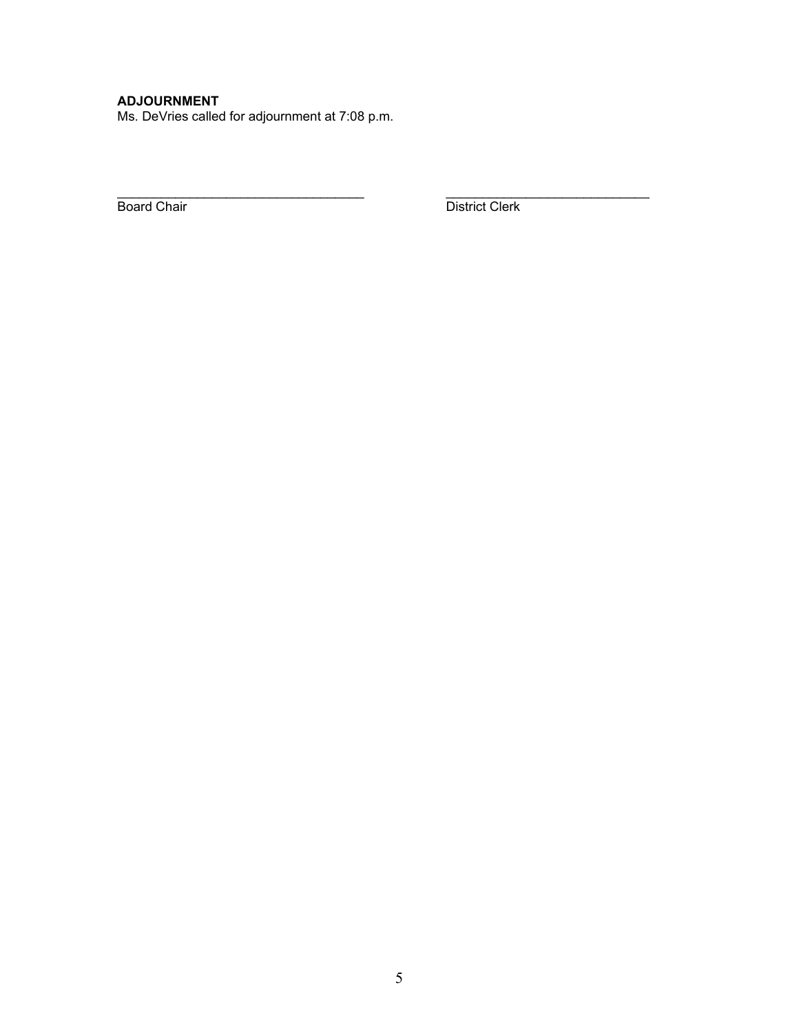**ADJOURNMENT**
Ms. DeVries called for adjournment at 7:08 p.m.

___________________________________ _____________________________
Board Chair District Clerk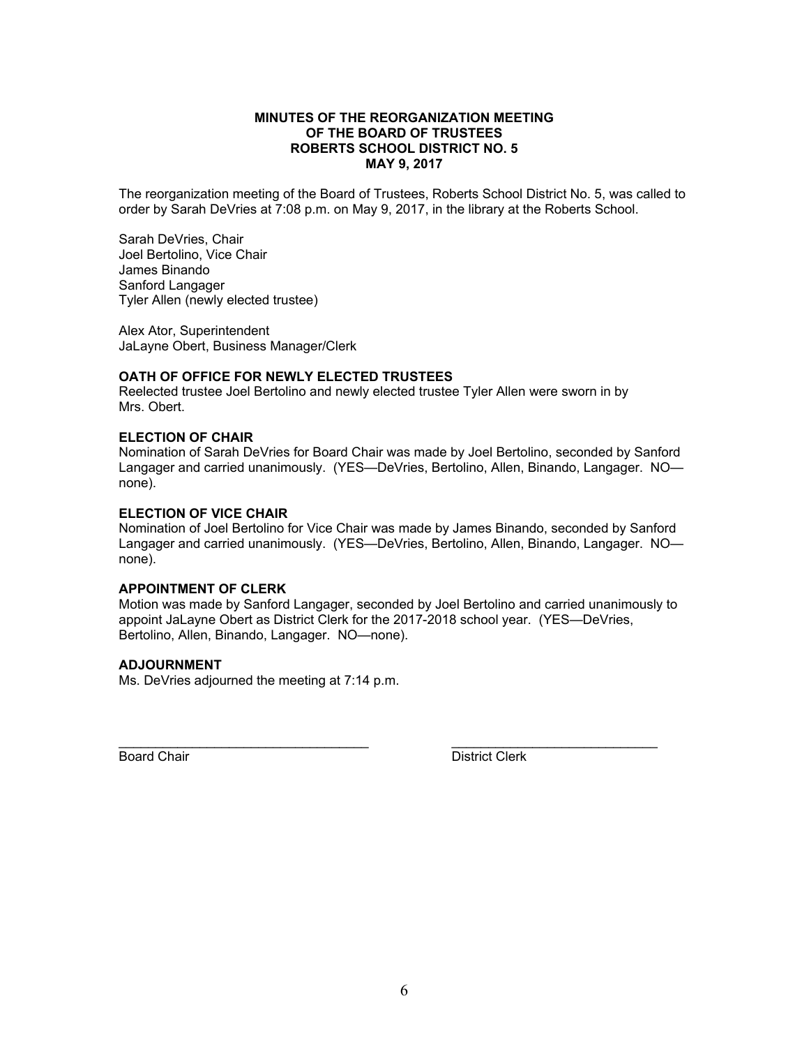**MINUTES OF THE REORGANIZATION MEETING**
**OF THE BOARD OF TRUSTEES**
**ROBERTS SCHOOL DISTRICT NO. 5**
**MAY 9, 2017**

The reorganization meeting of the Board of Trustees, Roberts School District No. 5, was called to order by Sarah DeVries at 7:08 p.m. on May 9, 2017, in the library at the Roberts School.

Sarah DeVries, Chair
Joel Bertolino, Vice Chair
James Binando
Sanford Langager
Tyler Allen (newly elected trustee)

Alex Ator, Superintendent
JaLayne Obert, Business Manager/Clerk

**OATH OF OFFICE FOR NEWLY ELECTED TRUSTEES**
Reelected trustee Joel Bertolino and newly elected trustee Tyler Allen were sworn in by Mrs. Obert.

**ELECTION OF CHAIR**
Nomination of Sarah DeVries for Board Chair was made by Joel Bertolino, seconded by Sanford Langager and carried unanimously. (YES—DeVries, Bertolino, Allen, Binando, Langager. NO—none).

**ELECTION OF VICE CHAIR**
Nomination of Joel Bertolino for Vice Chair was made by James Binando, seconded by Sanford Langager and carried unanimously. (YES—DeVries, Bertolino, Allen, Binando, Langager. NO—none).

**APPOINTMENT OF CLERK**
Motion was made by Sanford Langager, seconded by Joel Bertolino and carried unanimously to appoint JaLayne Obert as District Clerk for the 2017-2018 school year. (YES—DeVries, Bertolino, Allen, Binando, Langager. NO—none).

**ADJOURNMENT**
Ms. DeVries adjourned the meeting at 7:14 p.m.

___________________________________ ___________________________________
Board Chair District Clerk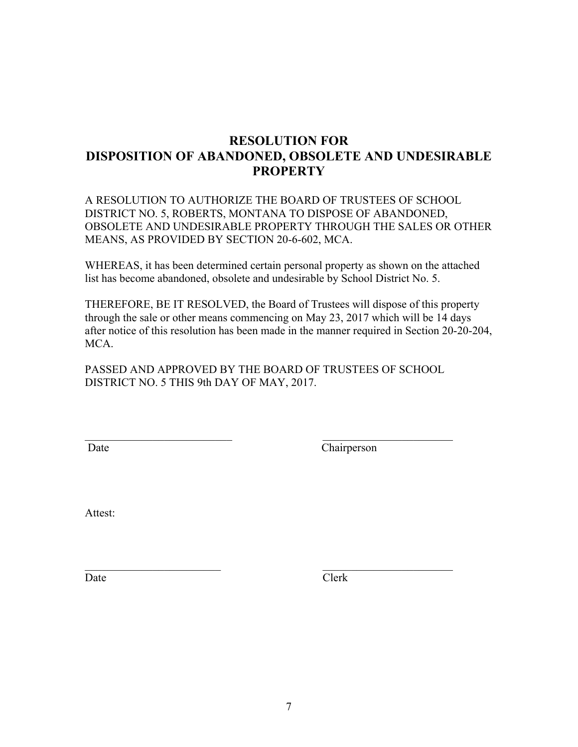# RESOLUTION FOR DISPOSITION OF ABANDONED, OBSOLETE AND UNDESIRABLE PROPERTY

A RESOLUTION TO AUTHORIZE THE BOARD OF TRUSTEES OF SCHOOL DISTRICT NO. 5, ROBERTS, MONTANA TO DISPOSE OF ABANDONED, OBSOLETE AND UNDESIRABLE PROPERTY THROUGH THE SALES OR OTHER MEANS, AS PROVIDED BY SECTION 20-6-602, MCA.

WHEREAS, it has been determined certain personal property as shown on the attached list has become abandoned, obsolete and undesirable by School District No. 5.

THEREFORE, BE IT RESOLVED, the Board of Trustees will dispose of this property through the sale or other means commencing on May 23, 2017 which will be 14 days after notice of this resolution has been made in the manner required in Section 20-20-204, MCA.

PASSED AND APPROVED BY THE BOARD OF TRUSTEES OF SCHOOL DISTRICT NO. 5 THIS 9th DAY OF MAY, 2017.

\_\_\_\_\_\_\_\_\_\_\_\_\_\_\_\_\_\_\_\_\_\_\_\_\_\_ \_\_\_\_\_\_\_\_\_\_\_\_\_\_\_\_\_\_\_\_\_\_\_\_\_\_

Date Chairperson

Attest:

\_\_\_\_\_\_\_\_\_\_\_\_\_\_\_\_\_\_\_\_\_\_\_\_\_\_ \_\_\_\_\_\_\_\_\_\_\_\_\_\_\_\_\_\_\_\_\_\_\_\_\_\_

Date Clerk